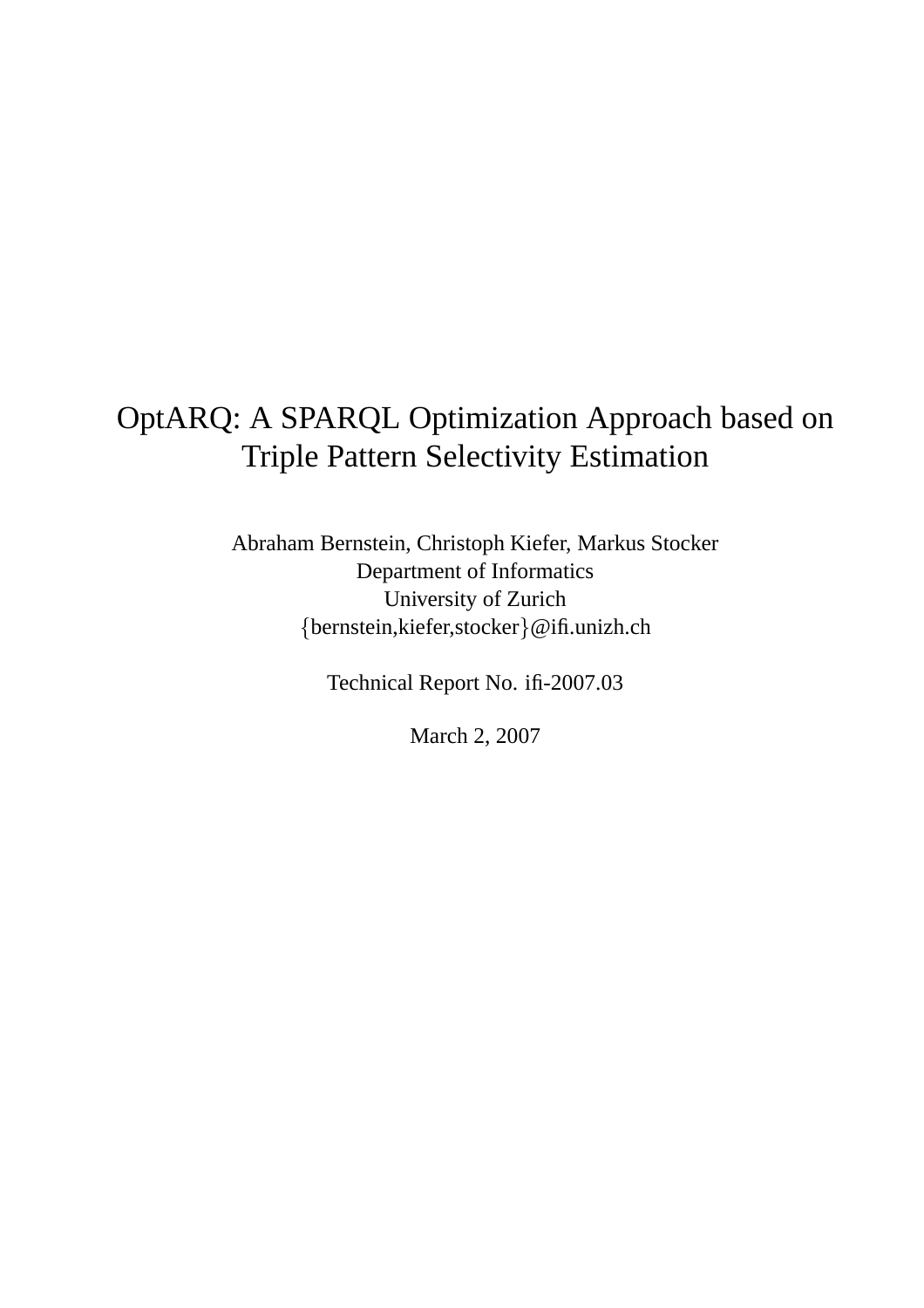# OptARQ: A SPARQL Optimization Approach based on Triple Pattern Selectivity Estimation

Abraham Bernstein, Christoph Kiefer, Markus Stocker
Department of Informatics
University of Zurich
{bernstein,kiefer,stocker}@ifi.unizh.ch

Technical Report No. ifi-2007.03

March 2, 2007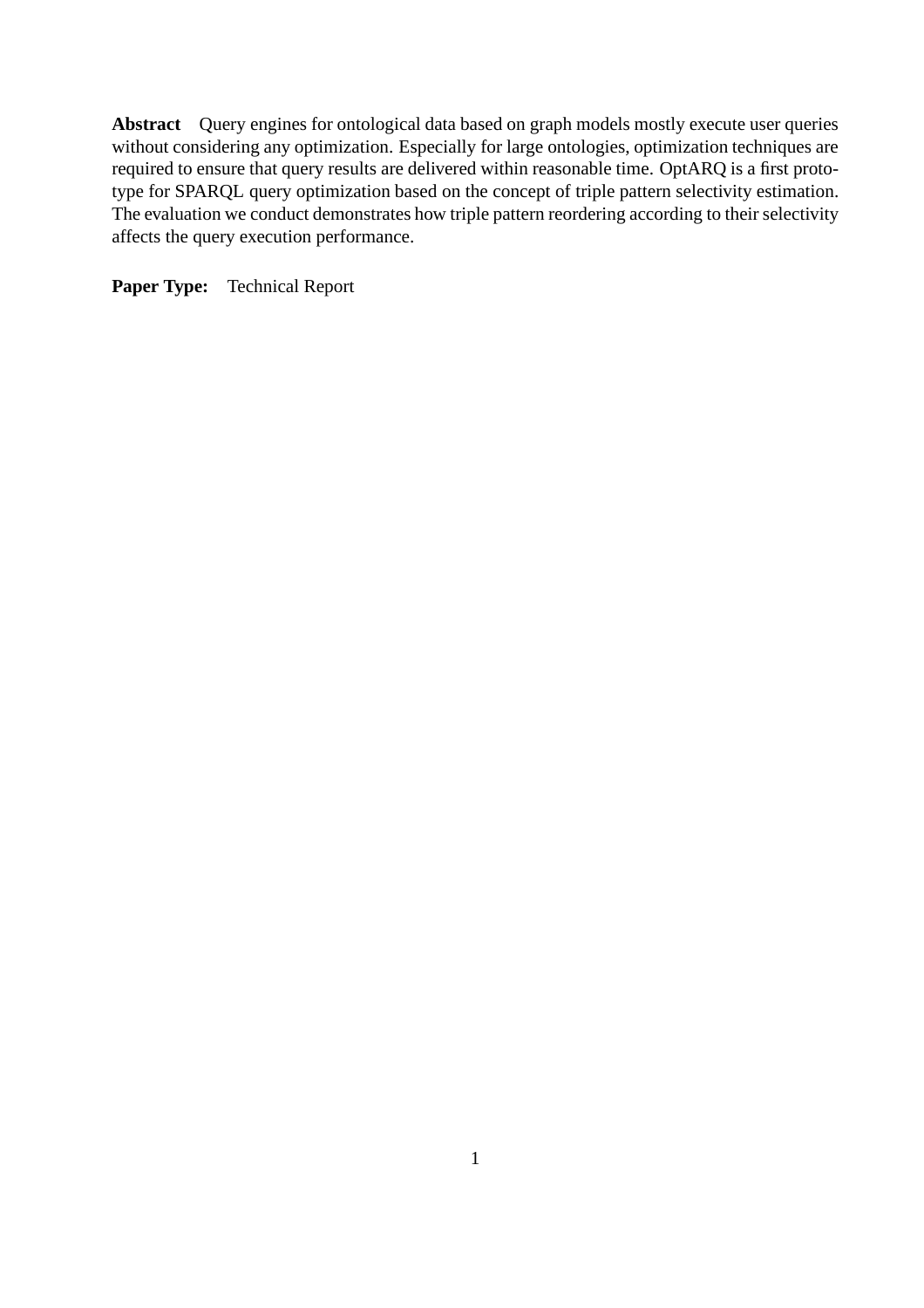**Abstract** Query engines for ontological data based on graph models mostly execute user queries without considering any optimization. Especially for large ontologies, optimization techniques are required to ensure that query results are delivered within reasonable time. OptARQ is a first prototype for SPARQL query optimization based on the concept of triple pattern selectivity estimation. The evaluation we conduct demonstrates how triple pattern reordering according to their selectivity affects the query execution performance.

**Paper Type:** Technical Report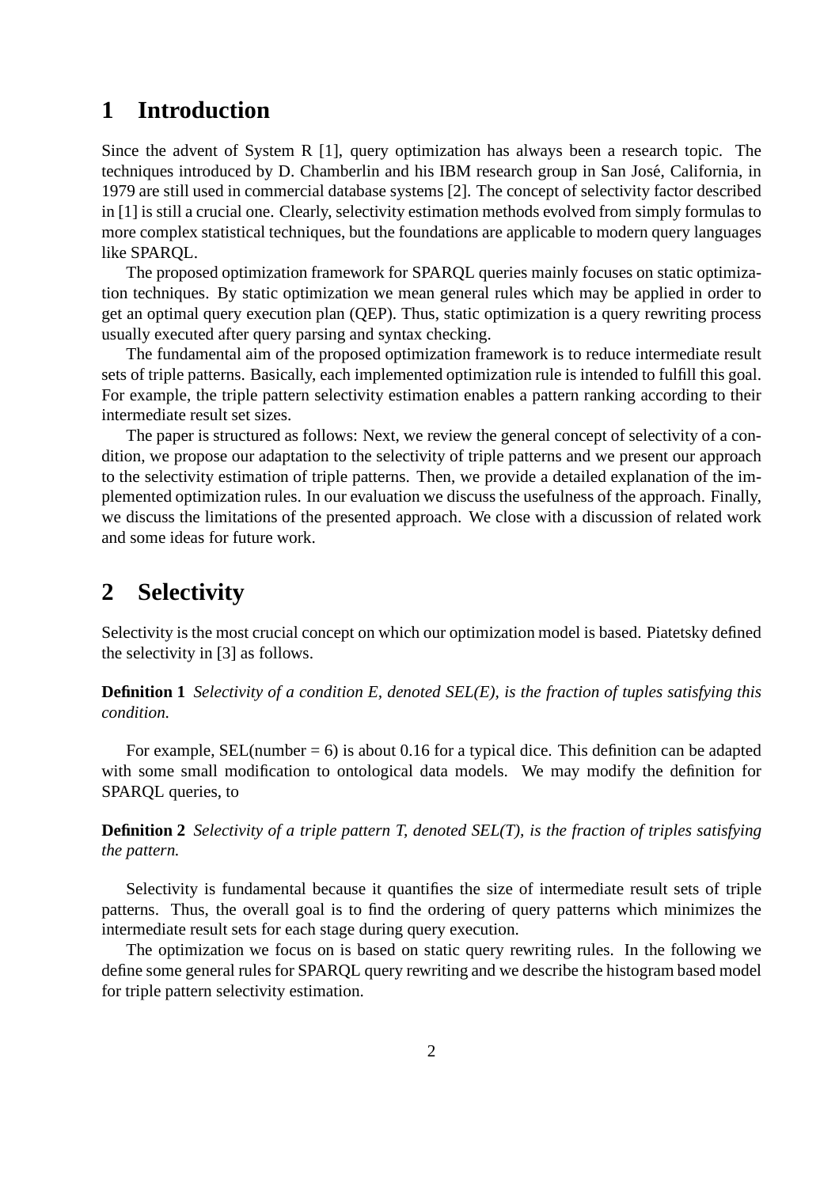# 1 Introduction

Since the advent of System R [1], query optimization has always been a research topic. The techniques introduced by D. Chamberlin and his IBM research group in San José, California, in 1979 are still used in commercial database systems [2]. The concept of selectivity factor described in [1] is still a crucial one. Clearly, selectivity estimation methods evolved from simply formulas to more complex statistical techniques, but the foundations are applicable to modern query languages like SPARQL.

The proposed optimization framework for SPARQL queries mainly focuses on static optimization techniques. By static optimization we mean general rules which may be applied in order to get an optimal query execution plan (QEP). Thus, static optimization is a query rewriting process usually executed after query parsing and syntax checking.

The fundamental aim of the proposed optimization framework is to reduce intermediate result sets of triple patterns. Basically, each implemented optimization rule is intended to fulfill this goal. For example, the triple pattern selectivity estimation enables a pattern ranking according to their intermediate result set sizes.

The paper is structured as follows: Next, we review the general concept of selectivity of a condition, we propose our adaptation to the selectivity of triple patterns and we present our approach to the selectivity estimation of triple patterns. Then, we provide a detailed explanation of the implemented optimization rules. In our evaluation we discuss the usefulness of the approach. Finally, we discuss the limitations of the presented approach. We close with a discussion of related work and some ideas for future work.

# 2 Selectivity

Selectivity is the most crucial concept on which our optimization model is based. Piatetsky defined the selectivity in [3] as follows.

**Definition 1** *Selectivity of a condition E, denoted SEL(E), is the fraction of tuples satisfying this condition.*

For example, SEL(number = 6) is about 0.16 for a typical dice. This definition can be adapted with some small modification to ontological data models. We may modify the definition for SPARQL queries, to

**Definition 2** *Selectivity of a triple pattern T, denoted SEL(T), is the fraction of triples satisfying the pattern.*

Selectivity is fundamental because it quantifies the size of intermediate result sets of triple patterns. Thus, the overall goal is to find the ordering of query patterns which minimizes the intermediate result sets for each stage during query execution.

The optimization we focus on is based on static query rewriting rules. In the following we define some general rules for SPARQL query rewriting and we describe the histogram based model for triple pattern selectivity estimation.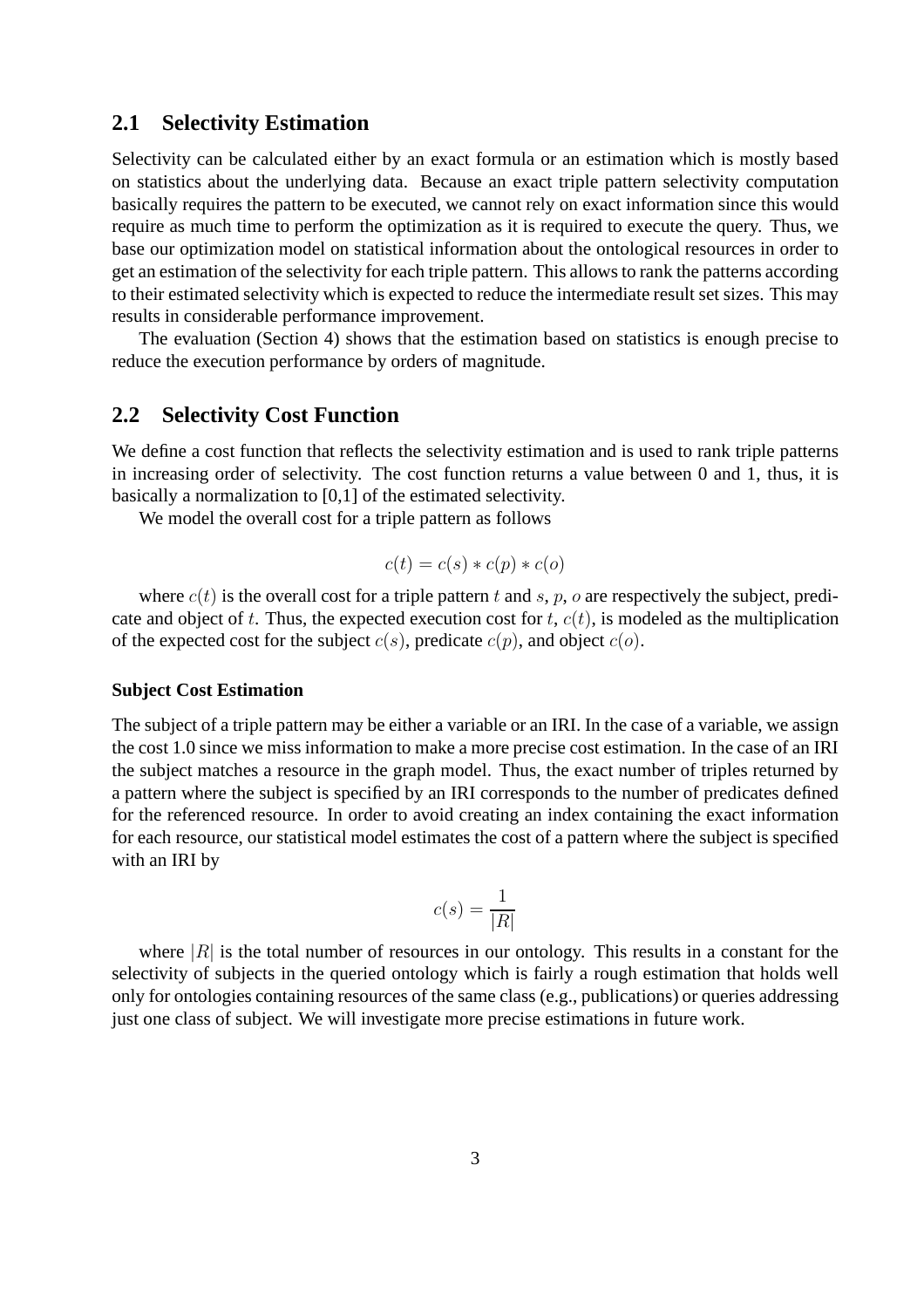## 2.1 Selectivity Estimation

Selectivity can be calculated either by an exact formula or an estimation which is mostly based on statistics about the underlying data. Because an exact triple pattern selectivity computation basically requires the pattern to be executed, we cannot rely on exact information since this would require as much time to perform the optimization as it is required to execute the query. Thus, we base our optimization model on statistical information about the ontological resources in order to get an estimation of the selectivity for each triple pattern. This allows to rank the patterns according to their estimated selectivity which is expected to reduce the intermediate result set sizes. This may results in considerable performance improvement.

The evaluation (Section 4) shows that the estimation based on statistics is enough precise to reduce the execution performance by orders of magnitude.

## 2.2 Selectivity Cost Function

We define a cost function that reflects the selectivity estimation and is used to rank triple patterns in increasing order of selectivity. The cost function returns a value between 0 and 1, thus, it is basically a normalization to [0,1] of the estimated selectivity.

We model the overall cost for a triple pattern as follows

$$c(t) = c(s) * c(p) * c(o)$$

where $c(t)$ is the overall cost for a triple pattern $t$ and $s$, $p$, $o$ are respectively the subject, predicate and object of $t$. Thus, the expected execution cost for $t$, $c(t)$, is modeled as the multiplication of the expected cost for the subject $c(s)$, predicate $c(p)$, and object $c(o)$.

#### Subject Cost Estimation

The subject of a triple pattern may be either a variable or an IRI. In the case of a variable, we assign the cost 1.0 since we miss information to make a more precise cost estimation. In the case of an IRI the subject matches a resource in the graph model. Thus, the exact number of triples returned by a pattern where the subject is specified by an IRI corresponds to the number of predicates defined for the referenced resource. In order to avoid creating an index containing the exact information for each resource, our statistical model estimates the cost of a pattern where the subject is specified with an IRI by

$$c(s) = \frac{1}{|R|}$$

where $|R|$ is the total number of resources in our ontology. This results in a constant for the selectivity of subjects in the queried ontology which is fairly a rough estimation that holds well only for ontologies containing resources of the same class (e.g., publications) or queries addressing just one class of subject. We will investigate more precise estimations in future work.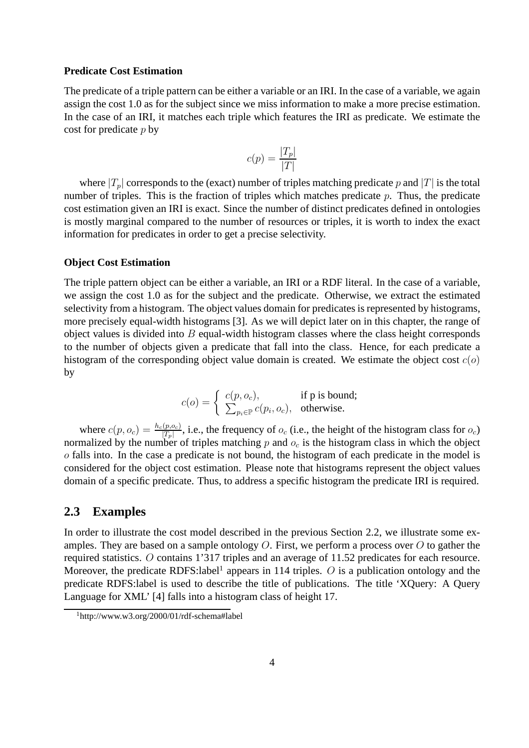#### Predicate Cost Estimation

The predicate of a triple pattern can be either a variable or an IRI. In the case of a variable, we again assign the cost 1.0 as for the subject since we miss information to make a more precise estimation. In the case of an IRI, it matches each triple which features the IRI as predicate. We estimate the cost for predicate $p$ by

$$c(p) = \frac{|T_p|}{|T|}$$

where $|T_p|$ corresponds to the (exact) number of triples matching predicate $p$ and $|T|$ is the total number of triples. This is the fraction of triples which matches predicate $p$. Thus, the predicate cost estimation given an IRI is exact. Since the number of distinct predicates defined in ontologies is mostly marginal compared to the number of resources or triples, it is worth to index the exact information for predicates in order to get a precise selectivity.

#### Object Cost Estimation

The triple pattern object can be either a variable, an IRI or a RDF literal. In the case of a variable, we assign the cost 1.0 as for the subject and the predicate. Otherwise, we extract the estimated selectivity from a histogram. The object values domain for predicates is represented by histograms, more precisely equal-width histograms [3]. As we will depict later on in this chapter, the range of object values is divided into $B$ equal-width histogram classes where the class height corresponds to the number of objects given a predicate that fall into the class. Hence, for each predicate a histogram of the corresponding object value domain is created. We estimate the object cost $c(o)$ by

$$c(o) = \begin{cases} c(p, o_c), & \text{if p is bound;} \\ \sum_{p_i \in \mathbb{P}} c(p_i, o_c), & \text{otherwise.} \end{cases}$$

where $c(p, o_c) = \frac{h_c(p, o_c)}{|T_p|}$, i.e., the frequency of $o_c$ (i.e., the height of the histogram class for $o_c$) normalized by the number of triples matching $p$ and $o_c$ is the histogram class in which the object $o$ falls into. In the case a predicate is not bound, the histogram of each predicate in the model is considered for the object cost estimation. Please note that histograms represent the object values domain of a specific predicate. Thus, to address a specific histogram the predicate IRI is required.

## 2.3 Examples

In order to illustrate the cost model described in the previous Section 2.2, we illustrate some examples. They are based on a sample ontology $O$. First, we perform a process over $O$ to gather the required statistics. $O$ contains 1'317 triples and an average of 11.52 predicates for each resource. Moreover, the predicate RDFS:label[1] appears in 114 triples. $O$ is a publication ontology and the predicate RDFS:label is used to describe the title of publications. The title 'XQuery: A Query Language for XML' [4] falls into a histogram class of height 17.

[1] http://www.w3.org/2000/01/rdf-schema#label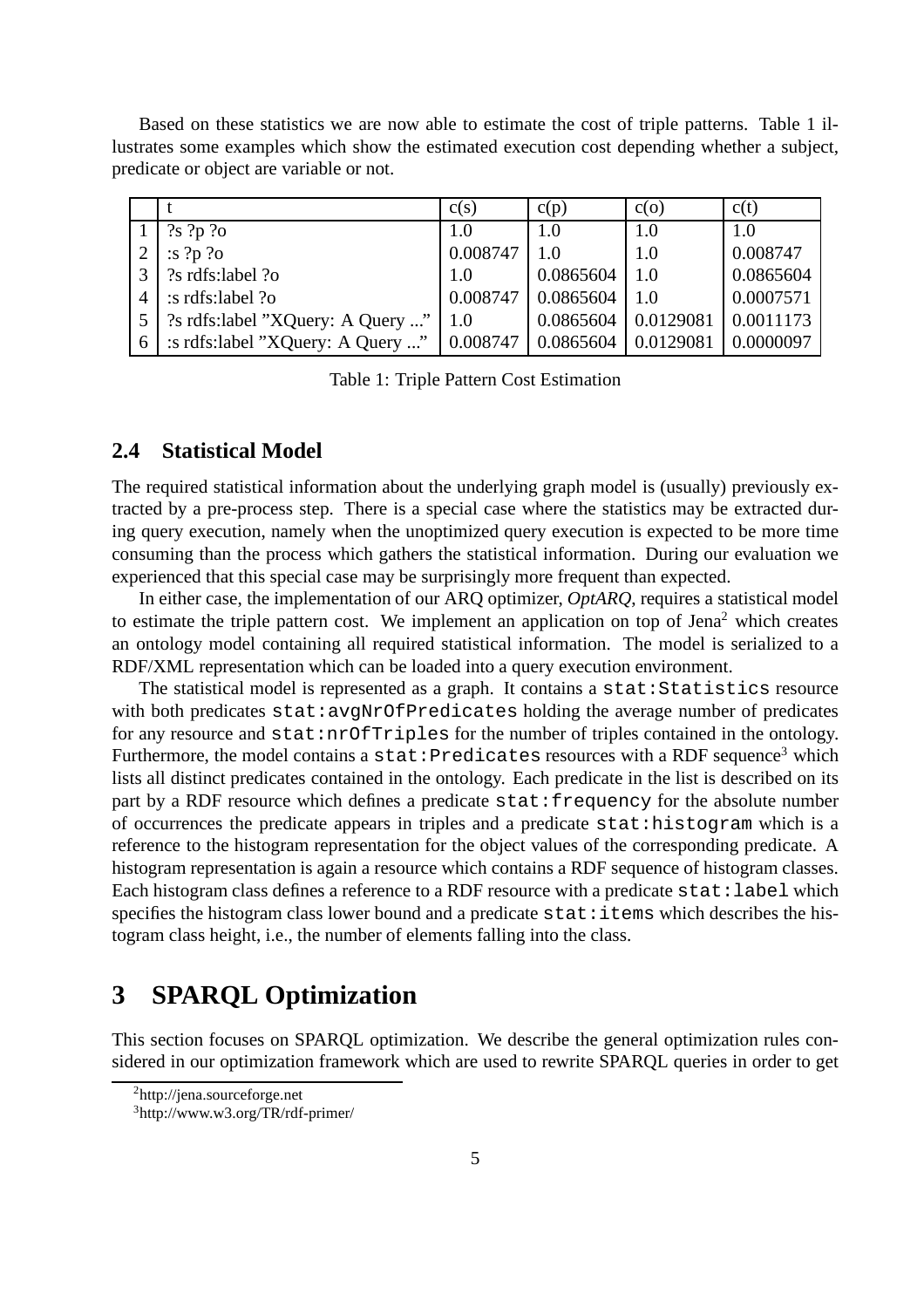Based on these statistics we are now able to estimate the cost of triple patterns. Table 1 illustrates some examples which show the estimated execution cost depending whether a subject, predicate or object are variable or not.

| | t | c(s) | c(p) | c(o) | c(t) |
|---|---|---|---|---|---|
| 1 | ?s ?p ?o | 1.0 | 1.0 | 1.0 | 1.0 |
| 2 | :s ?p ?o | 0.008747 | 1.0 | 1.0 | 0.008747 |
| 3 | ?s rdfs:label ?o | 1.0 | 0.0865604 | 1.0 | 0.0865604 |
| 4 | :s rdfs:label ?o | 0.008747 | 0.0865604 | 1.0 | 0.0007571 |
| 5 | ?s rdfs:label "XQuery: A Query ..." | 1.0 | 0.0865604 | 0.0129081 | 0.0011173 |
| 6 | :s rdfs:label "XQuery: A Query ..." | 0.008747 | 0.0865604 | 0.0129081 | 0.0000097 |

Table 1: Triple Pattern Cost Estimation

## 2.4 Statistical Model

The required statistical information about the underlying graph model is (usually) previously extracted by a pre-process step. There is a special case where the statistics may be extracted during query execution, namely when the unoptimized query execution is expected to be more time consuming than the process which gathers the statistical information. During our evaluation we experienced that this special case may be surprisingly more frequent than expected.

In either case, the implementation of our ARQ optimizer, *OptARQ*, requires a statistical model to estimate the triple pattern cost. We implement an application on top of Jena[2] which creates an ontology model containing all required statistical information. The model is serialized to a RDF/XML representation which can be loaded into a query execution environment.

The statistical model is represented as a graph. It contains a `stat:Statistics` resource with both predicates `stat:avgNrOfPredicates` holding the average number of predicates for any resource and `stat:nrOfTriples` for the number of triples contained in the ontology. Furthermore, the model contains a `stat:Predicates` resources with a RDF sequence[3] which lists all distinct predicates contained in the ontology. Each predicate in the list is described on its part by a RDF resource which defines a predicate `stat:frequency` for the absolute number of occurrences the predicate appears in triples and a predicate `stat:histogram` which is a reference to the histogram representation for the object values of the corresponding predicate. A histogram representation is again a resource which contains a RDF sequence of histogram classes. Each histogram class defines a reference to a RDF resource with a predicate `stat:label` which specifies the histogram class lower bound and a predicate `stat:items` which describes the histogram class height, i.e., the number of elements falling into the class.

# 3 SPARQL Optimization

This section focuses on SPARQL optimization. We describe the general optimization rules considered in our optimization framework which are used to rewrite SPARQL queries in order to get

[2] http://jena.sourceforge.net

[3] http://www.w3.org/TR/rdf-primer/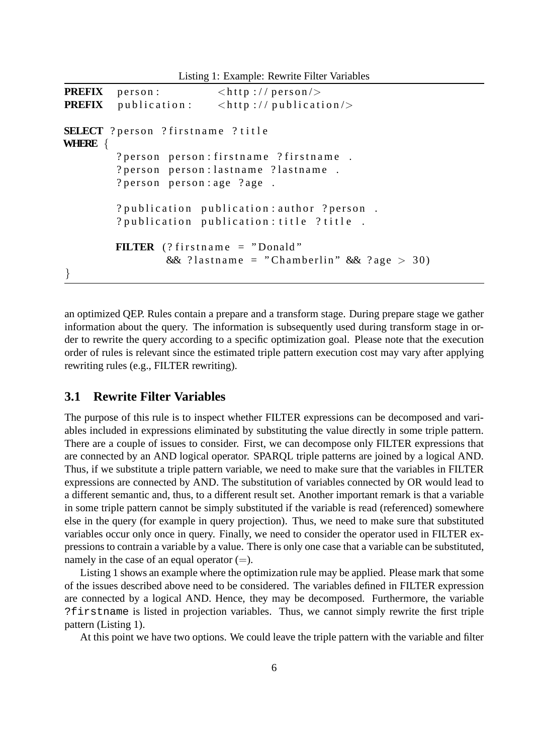Listing 1: Example: Rewrite Filter Variables

```
PREFIX  person:         <http://person/>
PREFIX  publication:    <http://publication/>

SELECT ?person ?firstname ?title
WHERE {
        ?person person:firstname ?firstname .
        ?person person:lastname ?lastname .
        ?person person:age ?age .

        ?publication publication:author ?person .
        ?publication publication:title ?title .

        FILTER (?firstname = "Donald"
                && ?lastname = "Chamberlin" && ?age > 30)
}
```

an optimized QEP. Rules contain a prepare and a transform stage. During prepare stage we gather information about the query. The information is subsequently used during transform stage in order to rewrite the query according to a specific optimization goal. Please note that the execution order of rules is relevant since the estimated triple pattern execution cost may vary after applying rewriting rules (e.g., FILTER rewriting).

### 3.1 Rewrite Filter Variables

The purpose of this rule is to inspect whether FILTER expressions can be decomposed and variables included in expressions eliminated by substituting the value directly in some triple pattern. There are a couple of issues to consider. First, we can decompose only FILTER expressions that are connected by an AND logical operator. SPARQL triple patterns are joined by a logical AND. Thus, if we substitute a triple pattern variable, we need to make sure that the variables in FILTER expressions are connected by AND. The substitution of variables connected by OR would lead to a different semantic and, thus, to a different result set. Another important remark is that a variable in some triple pattern cannot be simply substituted if the variable is read (referenced) somewhere else in the query (for example in query projection). Thus, we need to make sure that substituted variables occur only once in query. Finally, we need to consider the operator used in FILTER expressions to contrain a variable by a value. There is only one case that a variable can be substituted, namely in the case of an equal operator (=).

Listing 1 shows an example where the optimization rule may be applied. Please mark that some of the issues described above need to be considered. The variables defined in FILTER expression are connected by a logical AND. Hence, they may be decomposed. Furthermore, the variable `?firstname` is listed in projection variables. Thus, we cannot simply rewrite the first triple pattern (Listing 1).

At this point we have two options. We could leave the triple pattern with the variable and filter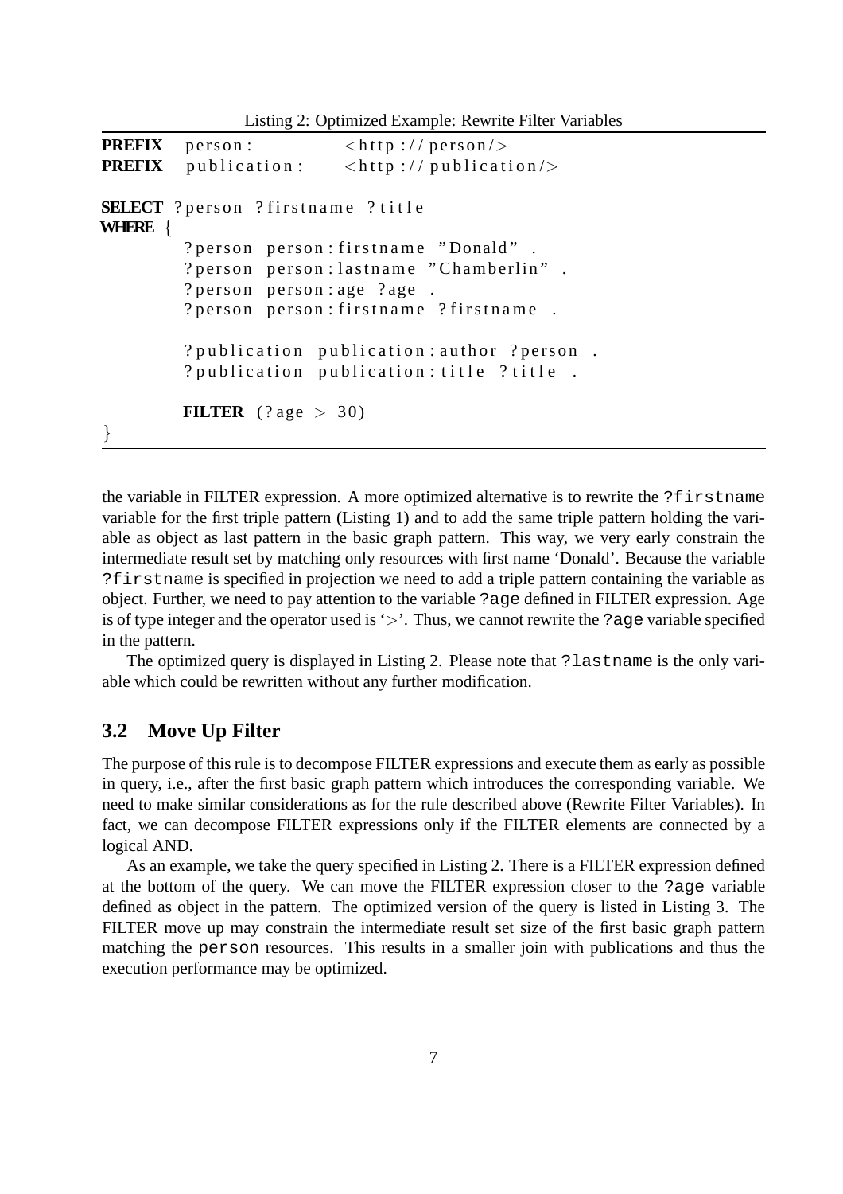Listing 2: Optimized Example: Rewrite Filter Variables

```
PREFIX  person:         <http://person/>
PREFIX  publication:    <http://publication/>

SELECT ?person ?firstname ?title
WHERE {
        ?person person:firstname "Donald" .
        ?person person:lastname "Chamberlin" .
        ?person person:age ?age .
        ?person person:firstname ?firstname .

        ?publication publication:author ?person .
        ?publication publication:title ?title .

        FILTER (?age > 30)
}
```

the variable in FILTER expression. A more optimized alternative is to rewrite the `?firstname` variable for the first triple pattern (Listing 1) and to add the same triple pattern holding the variable as object as last pattern in the basic graph pattern. This way, we very early constrain the intermediate result set by matching only resources with first name 'Donald'. Because the variable `?firstname` is specified in projection we need to add a triple pattern containing the variable as object. Further, we need to pay attention to the variable `?age` defined in FILTER expression. Age is of type integer and the operator used is '>'. Thus, we cannot rewrite the `?age` variable specified in the pattern.

The optimized query is displayed in Listing 2. Please note that `?lastname` is the only variable which could be rewritten without any further modification.

## 3.2 Move Up Filter

The purpose of this rule is to decompose FILTER expressions and execute them as early as possible in query, i.e., after the first basic graph pattern which introduces the corresponding variable. We need to make similar considerations as for the rule described above (Rewrite Filter Variables). In fact, we can decompose FILTER expressions only if the FILTER elements are connected by a logical AND.

As an example, we take the query specified in Listing 2. There is a FILTER expression defined at the bottom of the query. We can move the FILTER expression closer to the `?age` variable defined as object in the pattern. The optimized version of the query is listed in Listing 3. The FILTER move up may constrain the intermediate result set size of the first basic graph pattern matching the `person` resources. This results in a smaller join with publications and thus the execution performance may be optimized.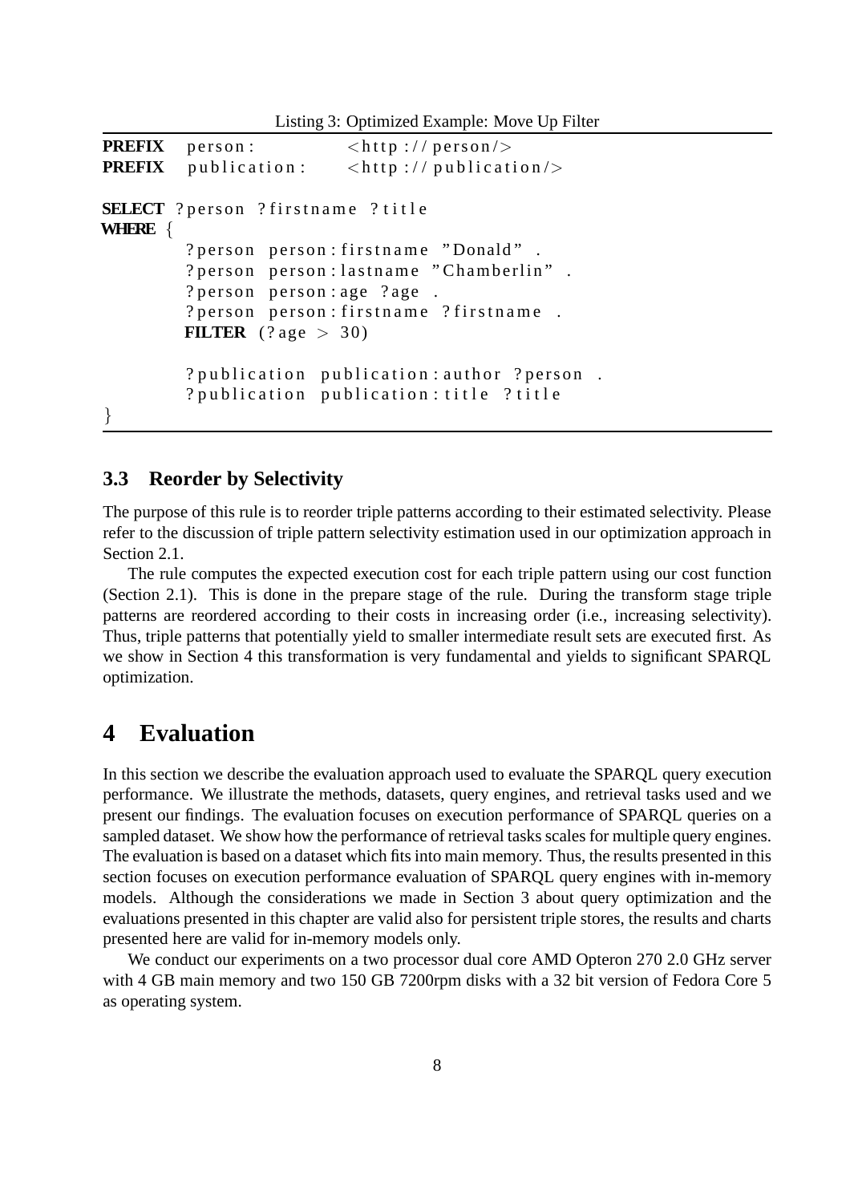Listing 3: Optimized Example: Move Up Filter

```
PREFIX  person:         <http://person/>
PREFIX  publication:    <http://publication/>

SELECT ?person ?firstname ?title
WHERE {
        ?person person:firstname "Donald" .
        ?person person:lastname "Chamberlin" .
        ?person person:age ?age .
        ?person person:firstname ?firstname .
        FILTER (?age > 30)

        ?publication publication:author ?person .
        ?publication publication:title ?title
}
```

### 3.3 Reorder by Selectivity

The purpose of this rule is to reorder triple patterns according to their estimated selectivity. Please refer to the discussion of triple pattern selectivity estimation used in our optimization approach in Section 2.1.

The rule computes the expected execution cost for each triple pattern using our cost function (Section 2.1). This is done in the prepare stage of the rule. During the transform stage triple patterns are reordered according to their costs in increasing order (i.e., increasing selectivity). Thus, triple patterns that potentially yield to smaller intermediate result sets are executed first. As we show in Section 4 this transformation is very fundamental and yields to significant SPARQL optimization.

## 4 Evaluation

In this section we describe the evaluation approach used to evaluate the SPARQL query execution performance. We illustrate the methods, datasets, query engines, and retrieval tasks used and we present our findings. The evaluation focuses on execution performance of SPARQL queries on a sampled dataset. We show how the performance of retrieval tasks scales for multiple query engines. The evaluation is based on a dataset which fits into main memory. Thus, the results presented in this section focuses on execution performance evaluation of SPARQL query engines with in-memory models. Although the considerations we made in Section 3 about query optimization and the evaluations presented in this chapter are valid also for persistent triple stores, the results and charts presented here are valid for in-memory models only.

We conduct our experiments on a two processor dual core AMD Opteron 270 2.0 GHz server with 4 GB main memory and two 150 GB 7200rpm disks with a 32 bit version of Fedora Core 5 as operating system.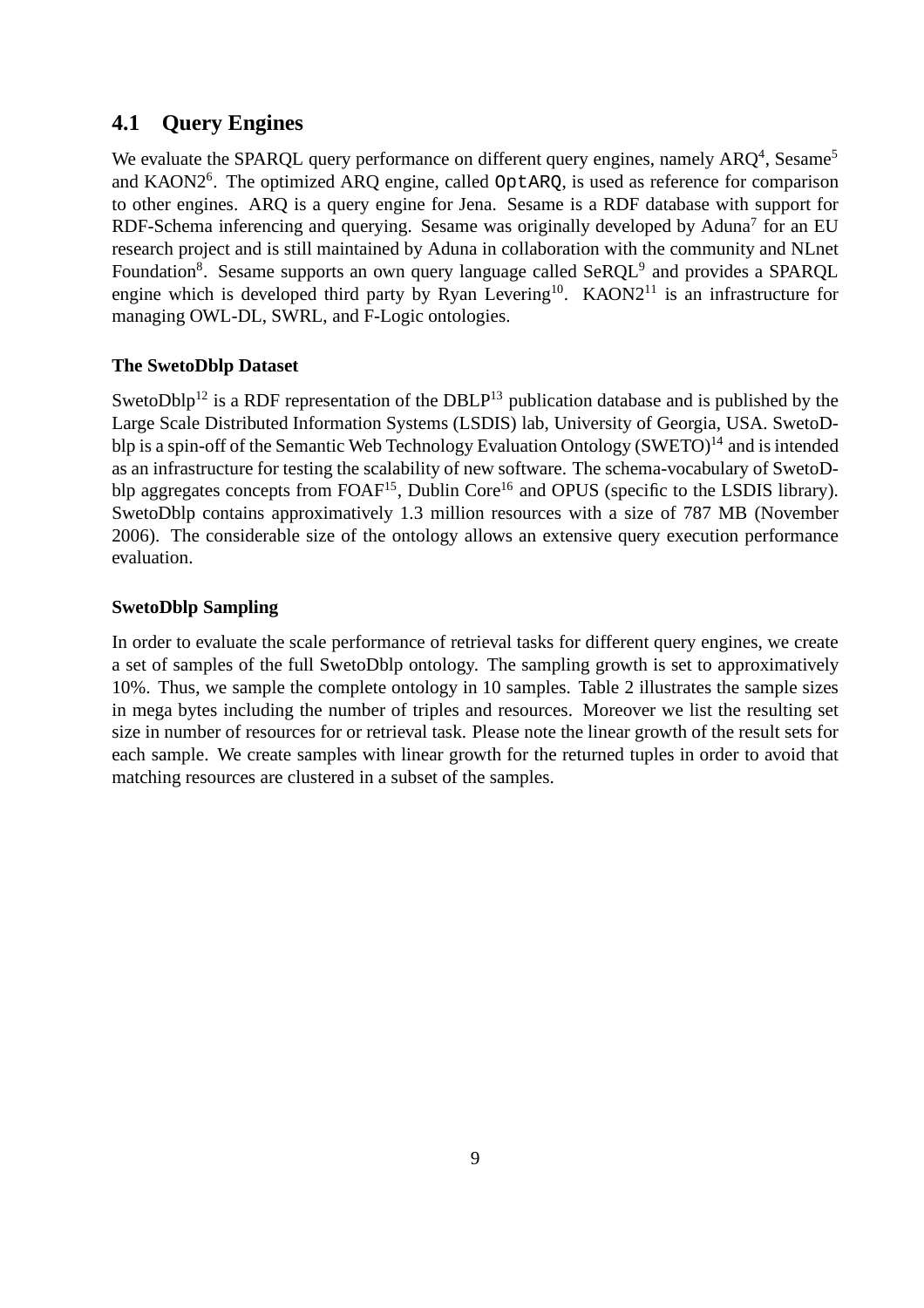## 4.1 Query Engines

We evaluate the SPARQL query performance on different query engines, namely ARQ[4], Sesame[5] and KAON2[6]. The optimized ARQ engine, called `OptARQ`, is used as reference for comparison to other engines. ARQ is a query engine for Jena. Sesame is a RDF database with support for RDF-Schema inferencing and querying. Sesame was originally developed by Aduna[7] for an EU research project and is still maintained by Aduna in collaboration with the community and NLnet Foundation[8]. Sesame supports an own query language called SeRQL[9] and provides a SPARQL engine which is developed third party by Ryan Levering[10]. KAON2[11] is an infrastructure for managing OWL-DL, SWRL, and F-Logic ontologies.

#### The SwetoDblp Dataset

SwetoDblp[12] is a RDF representation of the DBLP[13] publication database and is published by the Large Scale Distributed Information Systems (LSDIS) lab, University of Georgia, USA. SwetoDblp is a spin-off of the Semantic Web Technology Evaluation Ontology (SWETO)[14] and is intended as an infrastructure for testing the scalability of new software. The schema-vocabulary of SwetoDblp aggregates concepts from FOAF[15], Dublin Core[16] and OPUS (specific to the LSDIS library). SwetoDblp contains approximatively 1.3 million resources with a size of 787 MB (November 2006). The considerable size of the ontology allows an extensive query execution performance evaluation.

#### SwetoDblp Sampling

In order to evaluate the scale performance of retrieval tasks for different query engines, we create a set of samples of the full SwetoDblp ontology. The sampling growth is set to approximatively 10%. Thus, we sample the complete ontology in 10 samples. Table 2 illustrates the sample sizes in mega bytes including the number of triples and resources. Moreover we list the resulting set size in number of resources for or retrieval task. Please note the linear growth of the result sets for each sample. We create samples with linear growth for the returned tuples in order to avoid that matching resources are clustered in a subset of the samples.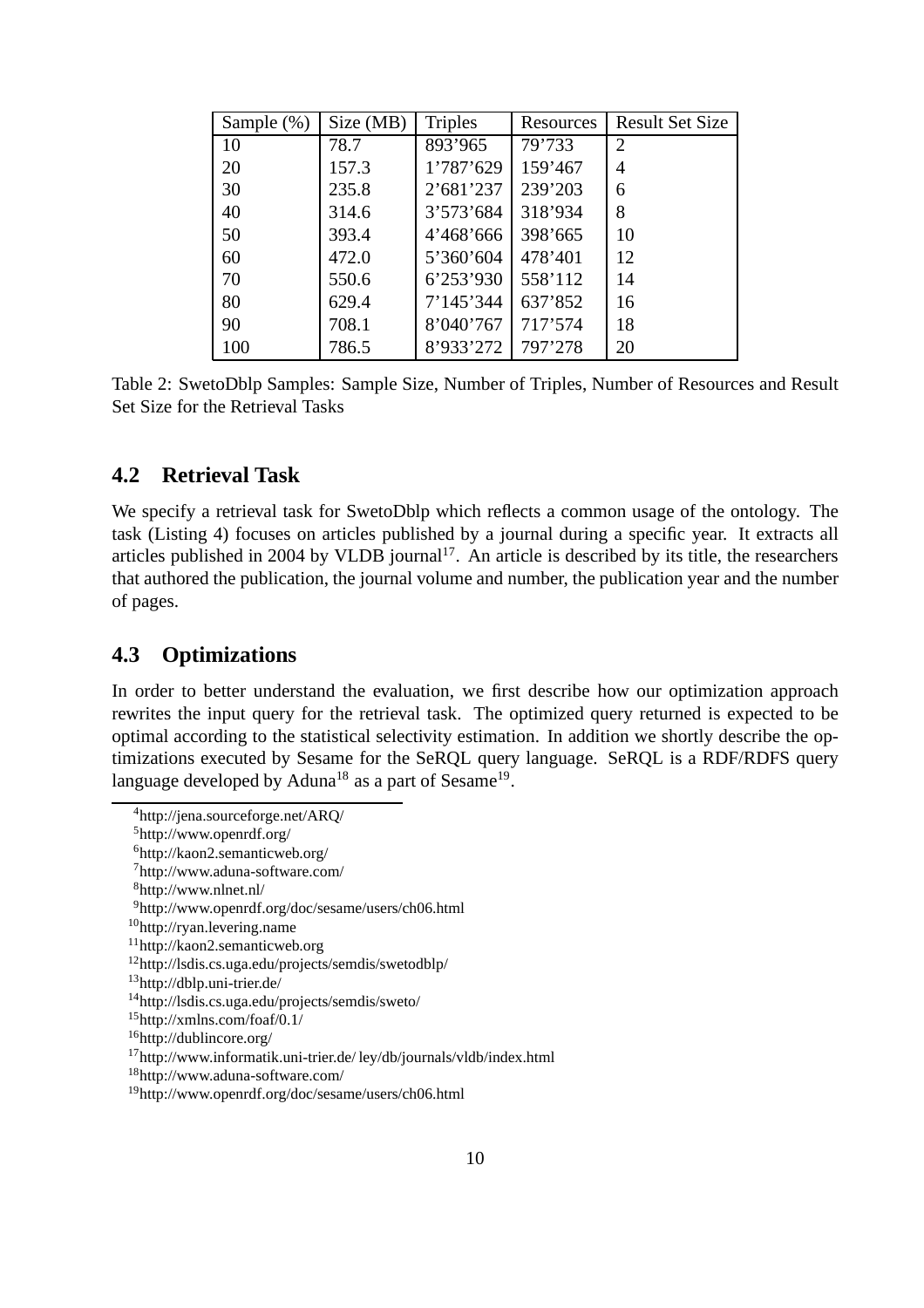| Sample (%) | Size (MB) | Triples | Resources | Result Set Size |
|---|---|---|---|---|
| 10 | 78.7 | 893'965 | 79'733 | 2 |
| 20 | 157.3 | 1'787'629 | 159'467 | 4 |
| 30 | 235.8 | 2'681'237 | 239'203 | 6 |
| 40 | 314.6 | 3'573'684 | 318'934 | 8 |
| 50 | 393.4 | 4'468'666 | 398'665 | 10 |
| 60 | 472.0 | 5'360'604 | 478'401 | 12 |
| 70 | 550.6 | 6'253'930 | 558'112 | 14 |
| 80 | 629.4 | 7'145'344 | 637'852 | 16 |
| 90 | 708.1 | 8'040'767 | 717'574 | 18 |
| 100 | 786.5 | 8'933'272 | 797'278 | 20 |

Table 2: SwetoDblp Samples: Sample Size, Number of Triples, Number of Resources and Result Set Size for the Retrieval Tasks

## 4.2 Retrieval Task

We specify a retrieval task for SwetoDblp which reflects a common usage of the ontology. The task (Listing 4) focuses on articles published by a journal during a specific year. It extracts all articles published in 2004 by VLDB journal[17]. An article is described by its title, the researchers that authored the publication, the journal volume and number, the publication year and the number of pages.

## 4.3 Optimizations

In order to better understand the evaluation, we first describe how our optimization approach rewrites the input query for the retrieval task. The optimized query returned is expected to be optimal according to the statistical selectivity estimation. In addition we shortly describe the optimizations executed by Sesame for the SeRQL query language. SeRQL is a RDF/RDFS query language developed by Aduna[18] as a part of Sesame[19].

[4]http://jena.sourceforge.net/ARQ/
[5]http://www.openrdf.org/
[6]http://kaon2.semanticweb.org/
[7]http://www.aduna-software.com/
[8]http://www.nlnet.nl/
[9]http://www.openrdf.org/doc/sesame/users/ch06.html
[10]http://ryan.levering.name
[11]http://kaon2.semanticweb.org
[12]http://lsdis.cs.uga.edu/projects/semdis/swetodblp/
[13]http://dblp.uni-trier.de/
[14]http://lsdis.cs.uga.edu/projects/semdis/sweto/
[15]http://xmlns.com/foaf/0.1/
[16]http://dublincore.org/
[17]http://www.informatik.uni-trier.de/ ley/db/journals/vldb/index.html
[18]http://www.aduna-software.com/
[19]http://www.openrdf.org/doc/sesame/users/ch06.html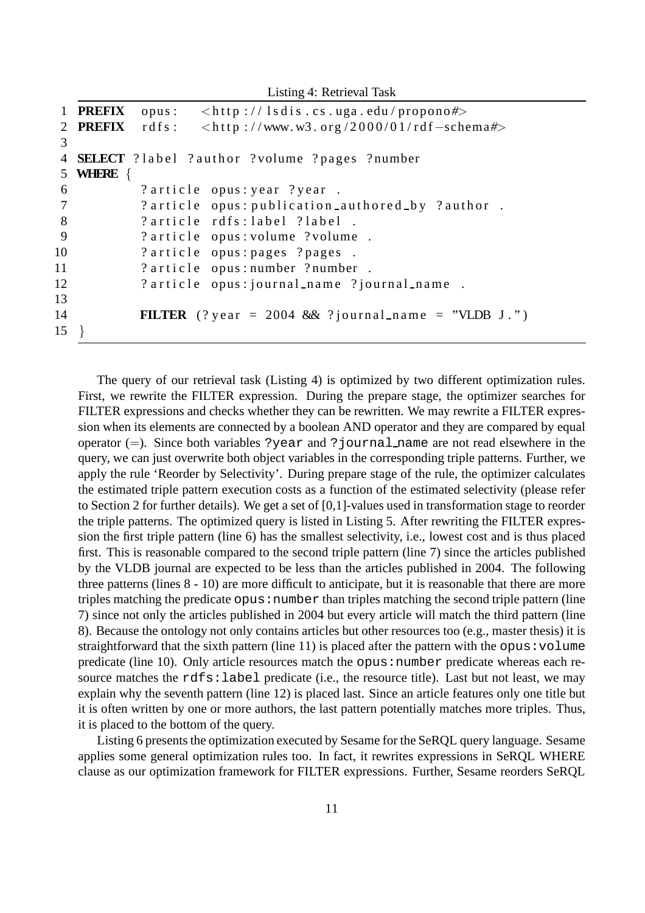Listing 4: Retrieval Task

```
1  PREFIX  opus:   <http://lsdis.cs.uga.edu/propono#>
2  PREFIX  rdfs:   <http://www.w3.org/2000/01/rdf-schema#>
3
4  SELECT ?label ?author ?volume ?pages ?number
5  WHERE {
6          ?article opus:year ?year .
7          ?article opus:publication_authored_by ?author .
8          ?article rdfs:label ?label .
9          ?article opus:volume ?volume .
10         ?article opus:pages ?pages .
11         ?article opus:number ?number .
12         ?article opus:journal_name ?journal_name .
13
14         FILTER (?year = 2004 && ?journal_name = "VLDB J.")
15 }
```

The query of our retrieval task (Listing 4) is optimized by two different optimization rules. First, we rewrite the FILTER expression. During the prepare stage, the optimizer searches for FILTER expressions and checks whether they can be rewritten. We may rewrite a FILTER expression when its elements are connected by a boolean AND operator and they are compared by equal operator (=). Since both variables `?year` and `?journal_name` are not read elsewhere in the query, we can just overwrite both object variables in the corresponding triple patterns. Further, we apply the rule 'Reorder by Selectivity'. During prepare stage of the rule, the optimizer calculates the estimated triple pattern execution costs as a function of the estimated selectivity (please refer to Section 2 for further details). We get a set of [0,1]-values used in transformation stage to reorder the triple patterns. The optimized query is listed in Listing 5. After rewriting the FILTER expression the first triple pattern (line 6) has the smallest selectivity, i.e., lowest cost and is thus placed first. This is reasonable compared to the second triple pattern (line 7) since the articles published by the VLDB journal are expected to be less than the articles published in 2004. The following three patterns (lines 8 - 10) are more difficult to anticipate, but it is reasonable that there are more triples matching the predicate `opus:number` than triples matching the second triple pattern (line 7) since not only the articles published in 2004 but every article will match the third pattern (line 8). Because the ontology not only contains articles but other resources too (e.g., master thesis) it is straightforward that the sixth pattern (line 11) is placed after the pattern with the `opus:volume` predicate (line 10). Only article resources match the `opus:number` predicate whereas each resource matches the `rdfs:label` predicate (i.e., the resource title). Last but not least, we may explain why the seventh pattern (line 12) is placed last. Since an article features only one title but it is often written by one or more authors, the last pattern potentially matches more triples. Thus, it is placed to the bottom of the query.

Listing 6 presents the optimization executed by Sesame for the SeRQL query language. Sesame applies some general optimization rules too. In fact, it rewrites expressions in SeRQL WHERE clause as our optimization framework for FILTER expressions. Further, Sesame reorders SeRQL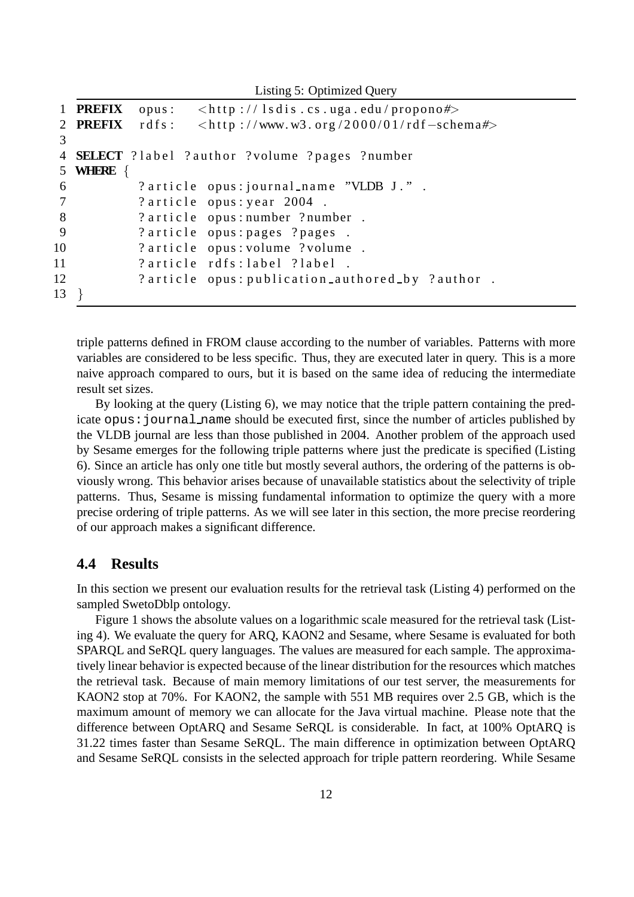Listing 5: Optimized Query

```
1  PREFIX  opus:   <http://lsdis.cs.uga.edu/propono#>
2  PREFIX  rdfs:   <http://www.w3.org/2000/01/rdf-schema#>
3
4  SELECT ?label ?author ?volume ?pages ?number
5  WHERE {
6          ?article opus:journal_name "VLDB J." .
7          ?article opus:year 2004 .
8          ?article opus:number ?number .
9          ?article opus:pages ?pages .
10         ?article opus:volume ?volume .
11         ?article rdfs:label ?label .
12         ?article opus:publication_authored_by ?author .
13 }
```

triple patterns defined in FROM clause according to the number of variables. Patterns with more variables are considered to be less specific. Thus, they are executed later in query. This is a more naive approach compared to ours, but it is based on the same idea of reducing the intermediate result set sizes.

By looking at the query (Listing 6), we may notice that the triple pattern containing the predicate `opus:journal_name` should be executed first, since the number of articles published by the VLDB journal are less than those published in 2004. Another problem of the approach used by Sesame emerges for the following triple patterns where just the predicate is specified (Listing 6). Since an article has only one title but mostly several authors, the ordering of the patterns is obviously wrong. This behavior arises because of unavailable statistics about the selectivity of triple patterns. Thus, Sesame is missing fundamental information to optimize the query with a more precise ordering of triple patterns. As we will see later in this section, the more precise reordering of our approach makes a significant difference.

## 4.4 Results

In this section we present our evaluation results for the retrieval task (Listing 4) performed on the sampled SwetoDblp ontology.

Figure 1 shows the absolute values on a logarithmic scale measured for the retrieval task (Listing 4). We evaluate the query for ARQ, KAON2 and Sesame, where Sesame is evaluated for both SPARQL and SeRQL query languages. The values are measured for each sample. The approximatively linear behavior is expected because of the linear distribution for the resources which matches the retrieval task. Because of main memory limitations of our test server, the measurements for KAON2 stop at 70%. For KAON2, the sample with 551 MB requires over 2.5 GB, which is the maximum amount of memory we can allocate for the Java virtual machine. Please note that the difference between OptARQ and Sesame SeRQL is considerable. In fact, at 100% OptARQ is 31.22 times faster than Sesame SeRQL. The main difference in optimization between OptARQ and Sesame SeRQL consists in the selected approach for triple pattern reordering. While Sesame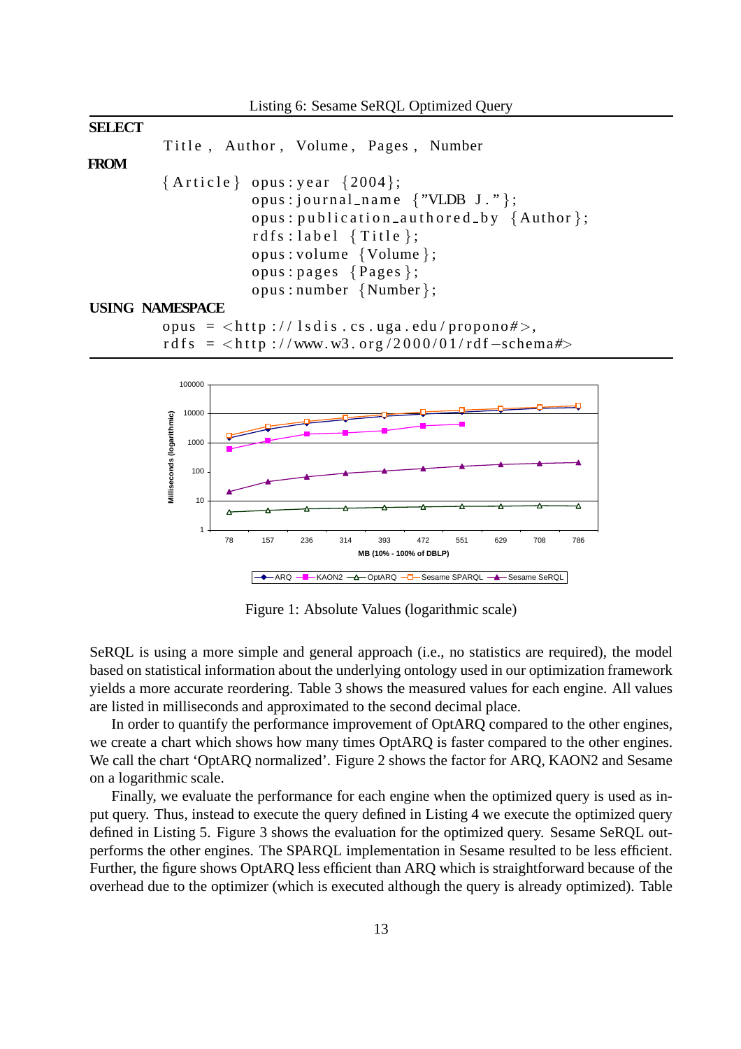Listing 6: Sesame SeRQL Optimized Query

```
SELECT
        Title, Author, Volume, Pages, Number
FROM
        {Article} opus:year {2004};
                  opus:journal_name {"VLDB J."};
                  opus:publication_authored_by {Author};
                  rdfs:label {Title};
                  opus:volume {Volume};
                  opus:pages {Pages};
                  opus:number {Number};
USING NAMESPACE
        opus = <http://lsdis.cs.uga.edu/propono#>,
        rdfs = <http://www.w3.org/2000/01/rdf-schema#>
```

Figure 1: Absolute Values (logarithmic scale)

SeRQL is using a more simple and general approach (i.e., no statistics are required), the model based on statistical information about the underlying ontology used in our optimization framework yields a more accurate reordering. Table 3 shows the measured values for each engine. All values are listed in milliseconds and approximated to the second decimal place.

In order to quantify the performance improvement of OptARQ compared to the other engines, we create a chart which shows how many times OptARQ is faster compared to the other engines. We call the chart 'OptARQ normalized'. Figure 2 shows the factor for ARQ, KAON2 and Sesame on a logarithmic scale.

Finally, we evaluate the performance for each engine when the optimized query is used as input query. Thus, instead to execute the query defined in Listing 4 we execute the optimized query defined in Listing 5. Figure 3 shows the evaluation for the optimized query. Sesame SeRQL outperforms the other engines. The SPARQL implementation in Sesame resulted to be less efficient. Further, the figure shows OptARQ less efficient than ARQ which is straightforward because of the overhead due to the optimizer (which is executed although the query is already optimized). Table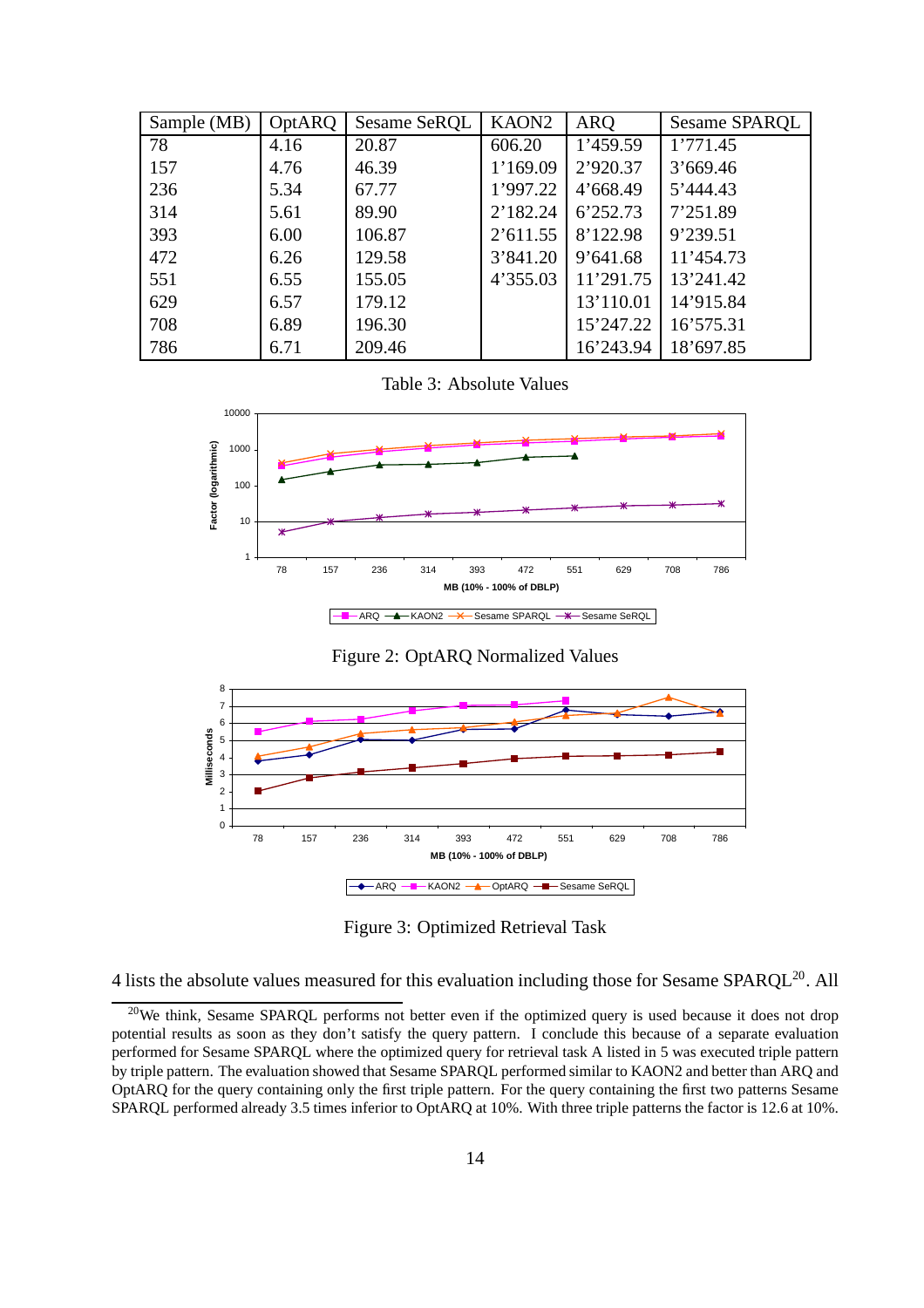| Sample (MB) | OptARQ | Sesame SeRQL | KAON2 | ARQ | Sesame SPARQL |
|---|---|---|---|---|---|
| 78 | 4.16 | 20.87 | 606.20 | 1’459.59 | 1’771.45 |
| 157 | 4.76 | 46.39 | 1’169.09 | 2’920.37 | 3’669.46 |
| 236 | 5.34 | 67.77 | 1’997.22 | 4’668.49 | 5’444.43 |
| 314 | 5.61 | 89.90 | 2’182.24 | 6’252.73 | 7’251.89 |
| 393 | 6.00 | 106.87 | 2’611.55 | 8’122.98 | 9’239.51 |
| 472 | 6.26 | 129.58 | 3’841.20 | 9’641.68 | 11’454.73 |
| 551 | 6.55 | 155.05 | 4’355.03 | 11’291.75 | 13’241.42 |
| 629 | 6.57 | 179.12 | | 13’110.01 | 14’915.84 |
| 708 | 6.89 | 196.30 | | 15’247.22 | 16’575.31 |
| 786 | 6.71 | 209.46 | | 16’243.94 | 18’697.85 |

Table 3: Absolute Values

Figure 2: OptARQ Normalized Values

Figure 3: Optimized Retrieval Task

4 lists the absolute values measured for this evaluation including those for Sesame SPARQL[20]. All

[20] We think, Sesame SPARQL performs not better even if the optimized query is used because it does not drop potential results as soon as they don’t satisfy the query pattern. I conclude this because of a separate evaluation performed for Sesame SPARQL where the optimized query for retrieval task A listed in 5 was executed triple pattern by triple pattern. The evaluation showed that Sesame SPARQL performed similar to KAON2 and better than ARQ and OptARQ for the query containing only the first triple pattern. For the query containing the first two patterns Sesame SPARQL performed already 3.5 times inferior to OptARQ at 10%. With three triple patterns the factor is 12.6 at 10%.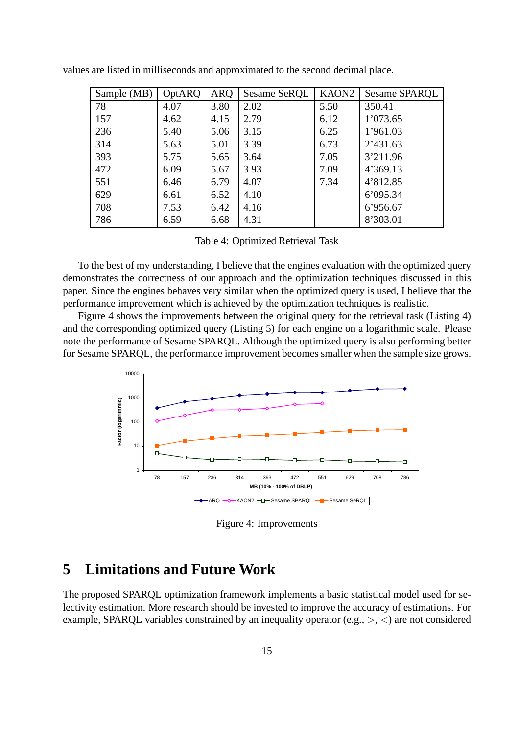values are listed in milliseconds and approximated to the second decimal place.

| Sample (MB) | OptARQ | ARQ | Sesame SeRQL | KAON2 | Sesame SPARQL |
|---|---|---|---|---|---|
| 78 | 4.07 | 3.80 | 2.02 | 5.50 | 350.41 |
| 157 | 4.62 | 4.15 | 2.79 | 6.12 | 1'073.65 |
| 236 | 5.40 | 5.06 | 3.15 | 6.25 | 1'961.03 |
| 314 | 5.63 | 5.01 | 3.39 | 6.73 | 2'431.63 |
| 393 | 5.75 | 5.65 | 3.64 | 7.05 | 3'211.96 |
| 472 | 6.09 | 5.67 | 3.93 | 7.09 | 4'369.13 |
| 551 | 6.46 | 6.79 | 4.07 | 7.34 | 4'812.85 |
| 629 | 6.61 | 6.52 | 4.10 | | 6'095.34 |
| 708 | 7.53 | 6.42 | 4.16 | | 6'956.67 |
| 786 | 6.59 | 6.68 | 4.31 | | 8'303.01 |

Table 4: Optimized Retrieval Task

To the best of my understanding, I believe that the engines evaluation with the optimized query demonstrates the correctness of our approach and the optimization techniques discussed in this paper. Since the engines behaves very similar when the optimized query is used, I believe that the performance improvement which is achieved by the optimization techniques is realistic.

Figure 4 shows the improvements between the original query for the retrieval task (Listing 4) and the corresponding optimized query (Listing 5) for each engine on a logarithmic scale. Please note the performance of Sesame SPARQL. Although the optimized query is also performing better for Sesame SPARQL, the performance improvement becomes smaller when the sample size grows.

Figure 4: Improvements

## 5 Limitations and Future Work

The proposed SPARQL optimization framework implements a basic statistical model used for selectivity estimation. More research should be invested to improve the accuracy of estimations. For example, SPARQL variables constrained by an inequality operator (e.g., $>$, $<$) are not considered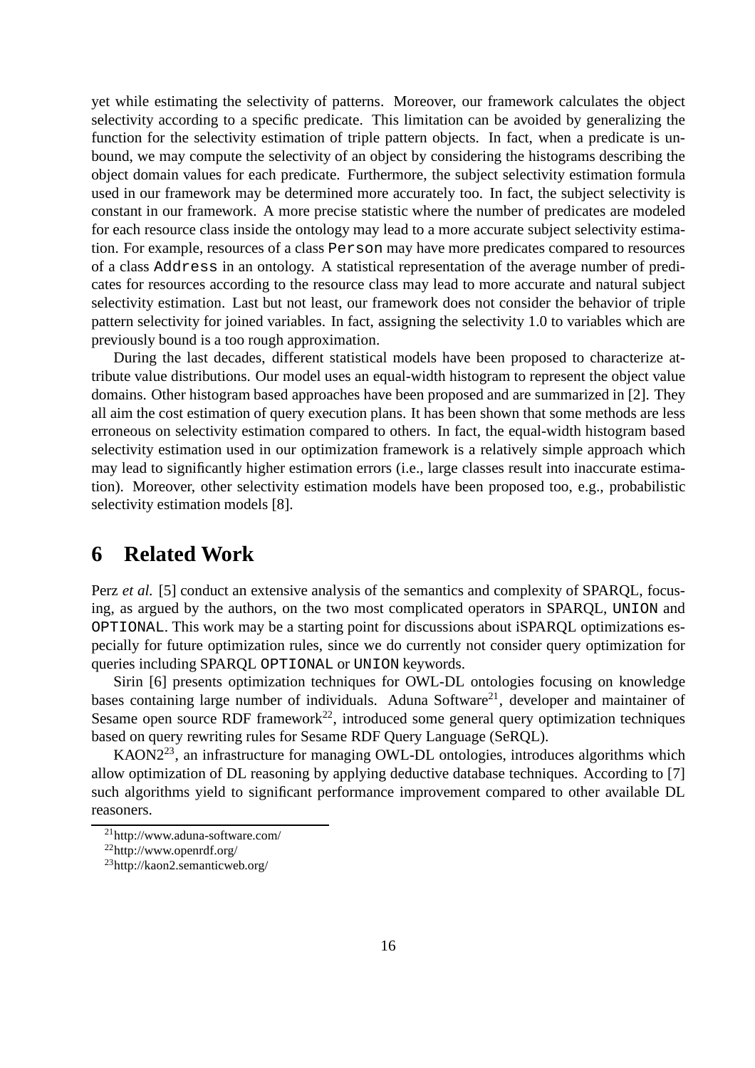yet while estimating the selectivity of patterns. Moreover, our framework calculates the object selectivity according to a specific predicate. This limitation can be avoided by generalizing the function for the selectivity estimation of triple pattern objects. In fact, when a predicate is unbound, we may compute the selectivity of an object by considering the histograms describing the object domain values for each predicate. Furthermore, the subject selectivity estimation formula used in our framework may be determined more accurately too. In fact, the subject selectivity is constant in our framework. A more precise statistic where the number of predicates are modeled for each resource class inside the ontology may lead to a more accurate subject selectivity estimation. For example, resources of a class `Person` may have more predicates compared to resources of a class `Address` in an ontology. A statistical representation of the average number of predicates for resources according to the resource class may lead to more accurate and natural subject selectivity estimation. Last but not least, our framework does not consider the behavior of triple pattern selectivity for joined variables. In fact, assigning the selectivity 1.0 to variables which are previously bound is a too rough approximation.

During the last decades, different statistical models have been proposed to characterize attribute value distributions. Our model uses an equal-width histogram to represent the object value domains. Other histogram based approaches have been proposed and are summarized in [2]. They all aim the cost estimation of query execution plans. It has been shown that some methods are less erroneous on selectivity estimation compared to others. In fact, the equal-width histogram based selectivity estimation used in our optimization framework is a relatively simple approach which may lead to significantly higher estimation errors (i.e., large classes result into inaccurate estimation). Moreover, other selectivity estimation models have been proposed too, e.g., probabilistic selectivity estimation models [8].

# 6 Related Work

Perz *et al.* [5] conduct an extensive analysis of the semantics and complexity of SPARQL, focusing, as argued by the authors, on the two most complicated operators in SPARQL, `UNION` and `OPTIONAL`. This work may be a starting point for discussions about iSPARQL optimizations especially for future optimization rules, since we do currently not consider query optimization for queries including SPARQL `OPTIONAL` or `UNION` keywords.

Sirin [6] presents optimization techniques for OWL-DL ontologies focusing on knowledge bases containing large number of individuals. Aduna Software[21], developer and maintainer of Sesame open source RDF framework[22], introduced some general query optimization techniques based on query rewriting rules for Sesame RDF Query Language (SeRQL).

KAON2[23], an infrastructure for managing OWL-DL ontologies, introduces algorithms which allow optimization of DL reasoning by applying deductive database techniques. According to [7] such algorithms yield to significant performance improvement compared to other available DL reasoners.

[21] http://www.aduna-software.com/

[22] http://www.openrdf.org/

[23] http://kaon2.semanticweb.org/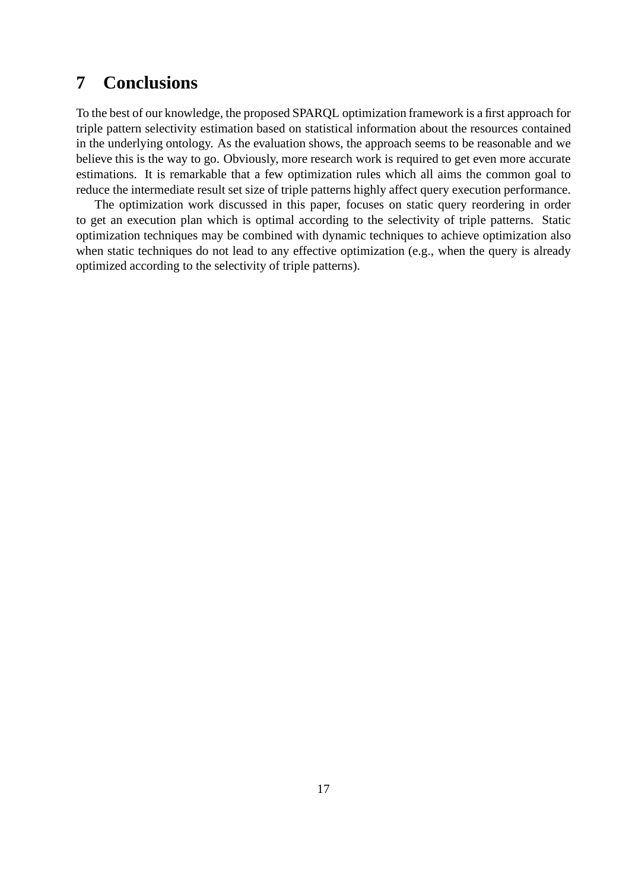# 7 Conclusions

To the best of our knowledge, the proposed SPARQL optimization framework is a first approach for triple pattern selectivity estimation based on statistical information about the resources contained in the underlying ontology. As the evaluation shows, the approach seems to be reasonable and we believe this is the way to go. Obviously, more research work is required to get even more accurate estimations. It is remarkable that a few optimization rules which all aims the common goal to reduce the intermediate result set size of triple patterns highly affect query execution performance.

The optimization work discussed in this paper, focuses on static query reordering in order to get an execution plan which is optimal according to the selectivity of triple patterns. Static optimization techniques may be combined with dynamic techniques to achieve optimization also when static techniques do not lead to any effective optimization (e.g., when the query is already optimized according to the selectivity of triple patterns).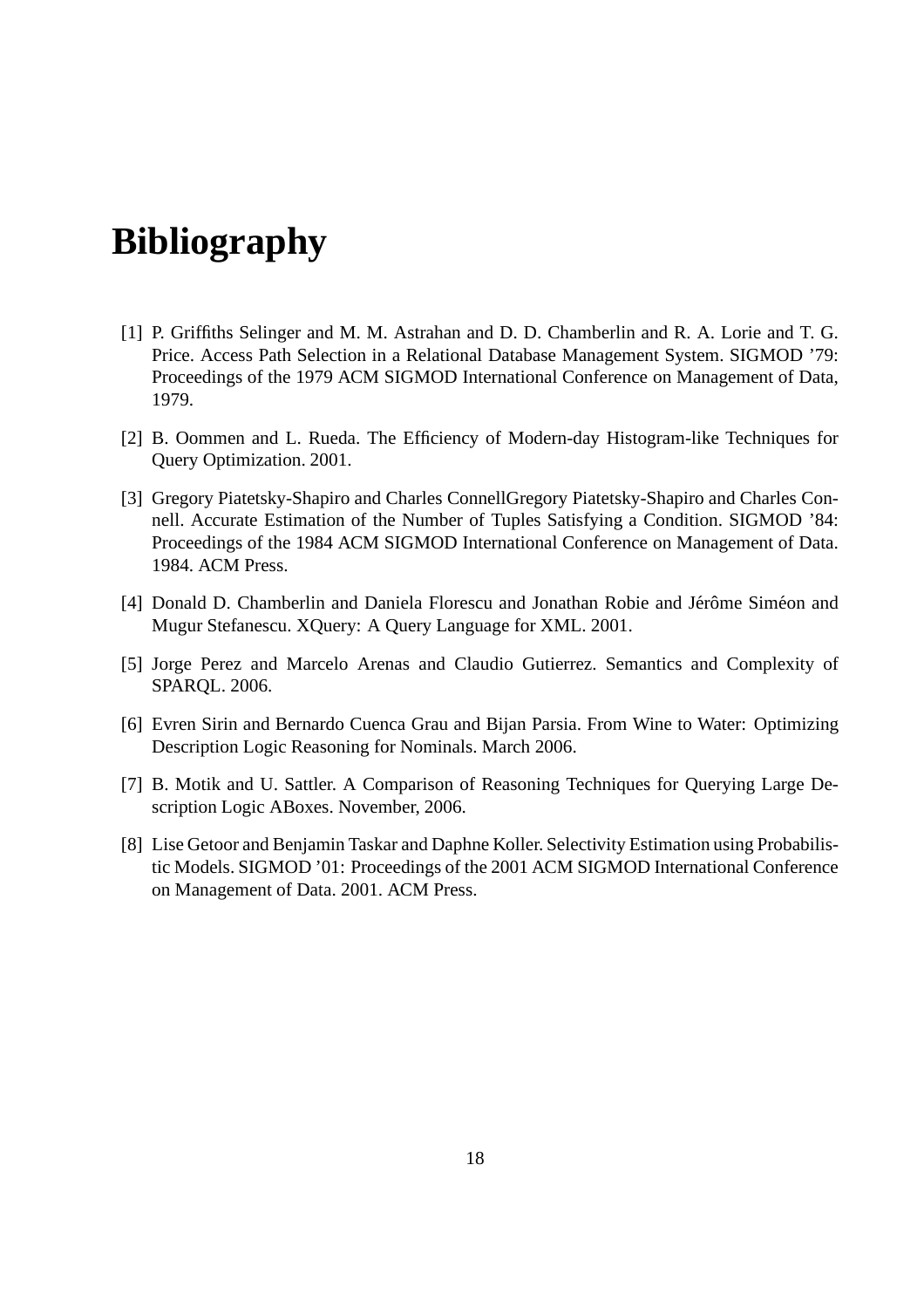# Bibliography

[1] P. Griffiths Selinger and M. M. Astrahan and D. D. Chamberlin and R. A. Lorie and T. G. Price. Access Path Selection in a Relational Database Management System. SIGMOD '79: Proceedings of the 1979 ACM SIGMOD International Conference on Management of Data, 1979.

[2] B. Oommen and L. Rueda. The Efficiency of Modern-day Histogram-like Techniques for Query Optimization. 2001.

[3] Gregory Piatetsky-Shapiro and Charles ConnellGregory Piatetsky-Shapiro and Charles Connell. Accurate Estimation of the Number of Tuples Satisfying a Condition. SIGMOD '84: Proceedings of the 1984 ACM SIGMOD International Conference on Management of Data. 1984. ACM Press.

[4] Donald D. Chamberlin and Daniela Florescu and Jonathan Robie and Jérôme Siméon and Mugur Stefanescu. XQuery: A Query Language for XML. 2001.

[5] Jorge Perez and Marcelo Arenas and Claudio Gutierrez. Semantics and Complexity of SPARQL. 2006.

[6] Evren Sirin and Bernardo Cuenca Grau and Bijan Parsia. From Wine to Water: Optimizing Description Logic Reasoning for Nominals. March 2006.

[7] B. Motik and U. Sattler. A Comparison of Reasoning Techniques for Querying Large Description Logic ABoxes. November, 2006.

[8] Lise Getoor and Benjamin Taskar and Daphne Koller. Selectivity Estimation using Probabilistic Models. SIGMOD '01: Proceedings of the 2001 ACM SIGMOD International Conference on Management of Data. 2001. ACM Press.